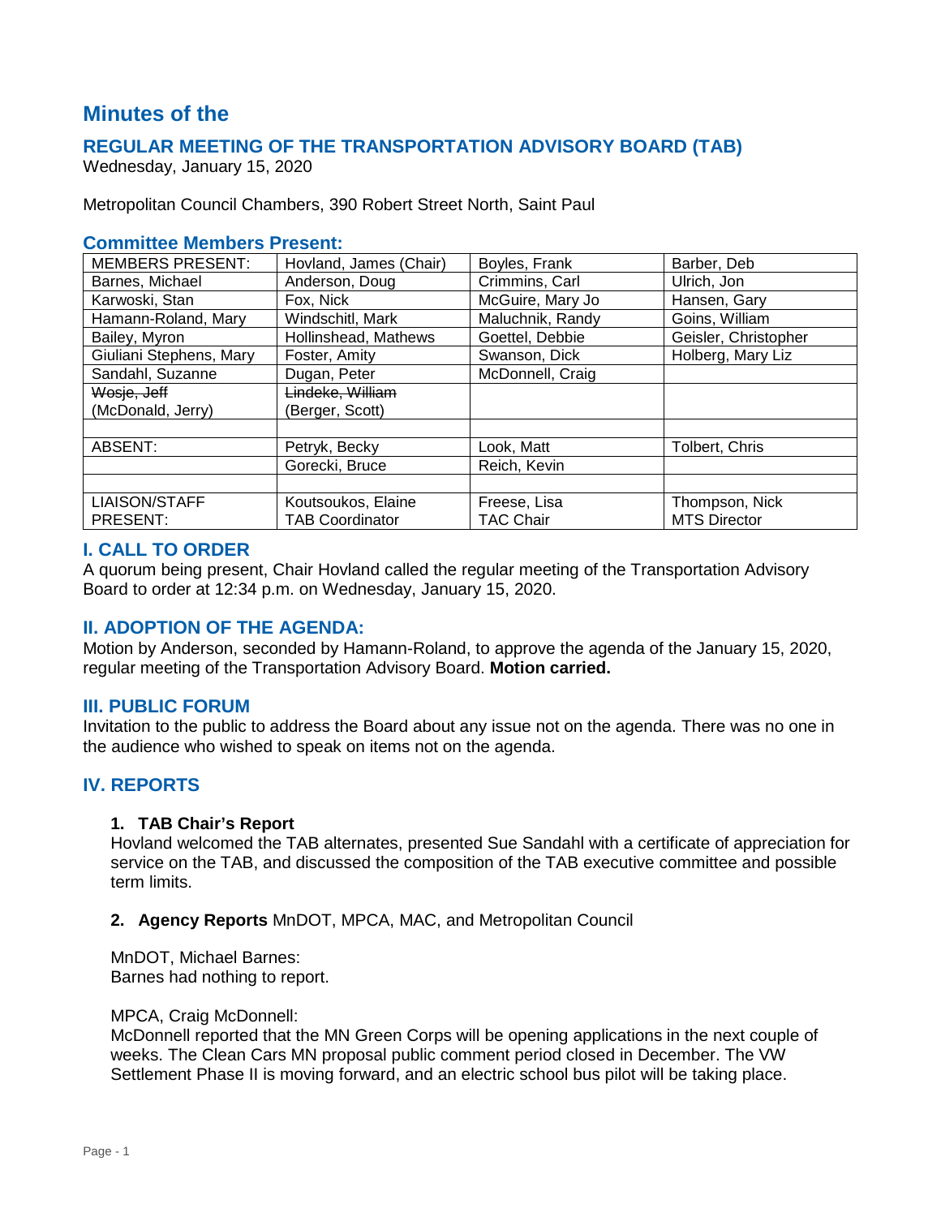# Minutes of the

## REGULAR MEETING OF THE TRANSPORTATION ADVISORY BOARD (TAB)

Wednesday, January 15, 2020

Metropolitan Council Chambers, 390 Robert Street North, Saint Paul

### Committee Members Present:

| MEMBERS PRESENT: | Hovland, James (Chair) | Boyles, Frank | Barber, Deb |
|---|---|---|---|
| Barnes, Michael | Anderson, Doug | Crimmins, Carl | Ulrich, Jon |
| Karwoski, Stan | Fox, Nick | McGuire, Mary Jo | Hansen, Gary |
| Hamann-Roland, Mary | Windschitl, Mark | Maluchnik, Randy | Goins, William |
| Bailey, Myron | Hollinshead, Mathews | Goettel, Debbie | Geisler, Christopher |
| Giuliani Stephens, Mary | Foster, Amity | Swanson, Dick | Holberg, Mary Liz |
| Sandahl, Suzanne | Dugan, Peter | McDonnell, Craig | |
| ~~Wosje, Jeff~~ (McDonald, Jerry) | ~~Lindeke, William~~ (Berger, Scott) | | |
| | | | |
| ABSENT: | Petryk, Becky | Look, Matt | Tolbert, Chris |
| | Gorecki, Bruce | Reich, Kevin | |
| | | | |
| LIAISON/STAFF PRESENT: | Koutsoukos, Elaine TAB Coordinator | Freese, Lisa TAC Chair | Thompson, Nick MTS Director |

### I. CALL TO ORDER

A quorum being present, Chair Hovland called the regular meeting of the Transportation Advisory Board to order at 12:34 p.m. on Wednesday, January 15, 2020.

### II. ADOPTION OF THE AGENDA:

Motion by Anderson, seconded by Hamann-Roland, to approve the agenda of the January 15, 2020, regular meeting of the Transportation Advisory Board. **Motion carried.**

### III. PUBLIC FORUM

Invitation to the public to address the Board about any issue not on the agenda. There was no one in the audience who wished to speak on items not on the agenda.

### IV. REPORTS

1. **TAB Chair's Report**

   Hovland welcomed the TAB alternates, presented Sue Sandahl with a certificate of appreciation for service on the TAB, and discussed the composition of the TAB executive committee and possible term limits.

2. **Agency Reports** MnDOT, MPCA, MAC, and Metropolitan Council

   MnDOT, Michael Barnes:
   Barnes had nothing to report.

   MPCA, Craig McDonnell:
   McDonnell reported that the MN Green Corps will be opening applications in the next couple of weeks. The Clean Cars MN proposal public comment period closed in December. The VW Settlement Phase II is moving forward, and an electric school bus pilot will be taking place.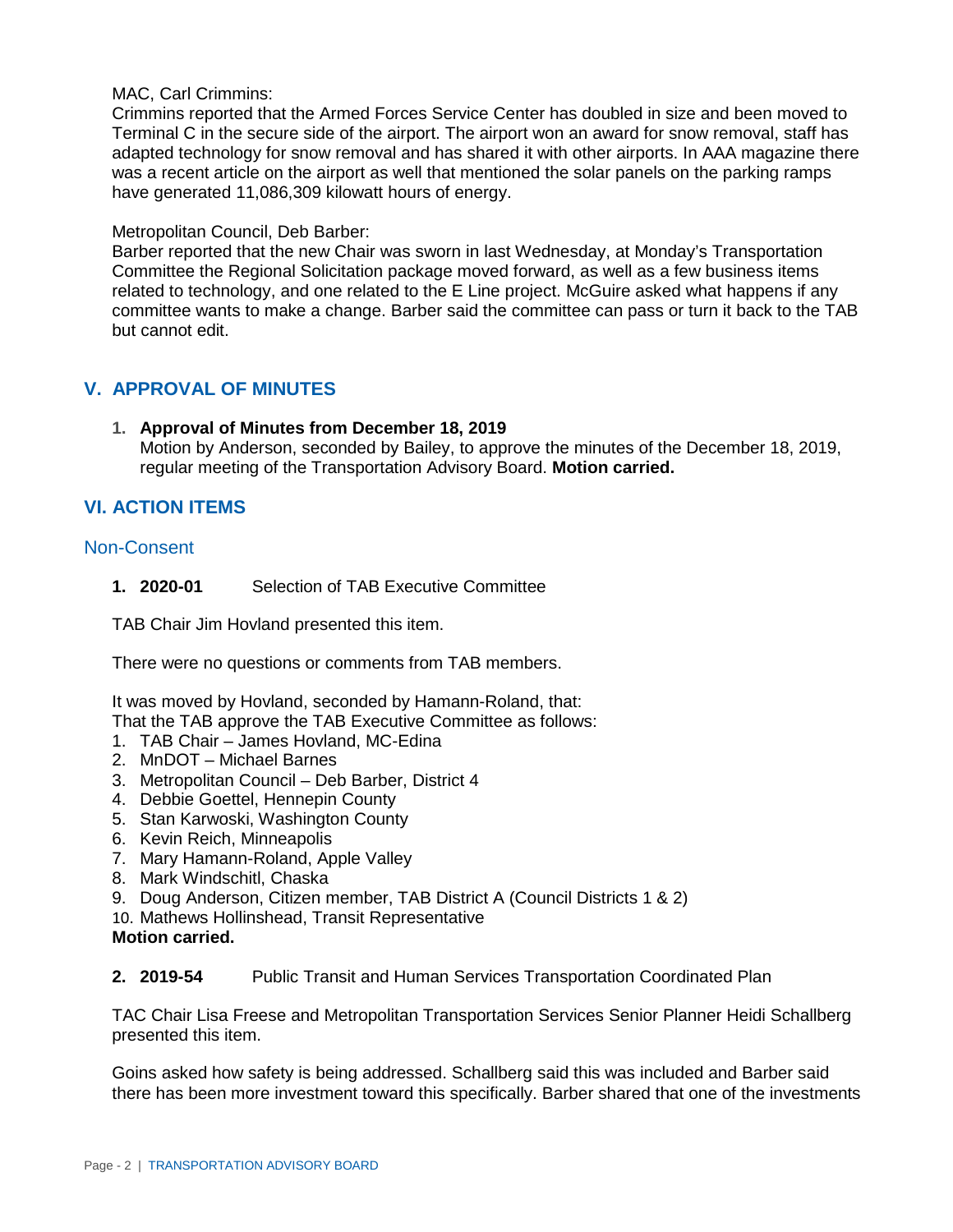MAC, Carl Crimmins:
Crimmins reported that the Armed Forces Service Center has doubled in size and been moved to Terminal C in the secure side of the airport. The airport won an award for snow removal, staff has adapted technology for snow removal and has shared it with other airports. In AAA magazine there was a recent article on the airport as well that mentioned the solar panels on the parking ramps have generated 11,086,309 kilowatt hours of energy.

Metropolitan Council, Deb Barber:
Barber reported that the new Chair was sworn in last Wednesday, at Monday's Transportation Committee the Regional Solicitation package moved forward, as well as a few business items related to technology, and one related to the E Line project. McGuire asked what happens if any committee wants to make a change. Barber said the committee can pass or turn it back to the TAB but cannot edit.

## V. APPROVAL OF MINUTES

1. **Approval of Minutes from December 18, 2019**
   Motion by Anderson, seconded by Bailey, to approve the minutes of the December 18, 2019, regular meeting of the Transportation Advisory Board. **Motion carried.**

## VI. ACTION ITEMS

### Non-Consent

1. **2020-01** Selection of TAB Executive Committee

TAB Chair Jim Hovland presented this item.

There were no questions or comments from TAB members.

It was moved by Hovland, seconded by Hamann-Roland, that:
That the TAB approve the TAB Executive Committee as follows:

1. TAB Chair – James Hovland, MC-Edina
2. MnDOT – Michael Barnes
3. Metropolitan Council – Deb Barber, District 4
4. Debbie Goettel, Hennepin County
5. Stan Karwoski, Washington County
6. Kevin Reich, Minneapolis
7. Mary Hamann-Roland, Apple Valley
8. Mark Windschitl, Chaska
9. Doug Anderson, Citizen member, TAB District A (Council Districts 1 & 2)
10. Mathews Hollinshead, Transit Representative

**Motion carried.**

2. **2019-54** Public Transit and Human Services Transportation Coordinated Plan

TAC Chair Lisa Freese and Metropolitan Transportation Services Senior Planner Heidi Schallberg presented this item.

Goins asked how safety is being addressed. Schallberg said this was included and Barber said there has been more investment toward this specifically. Barber shared that one of the investments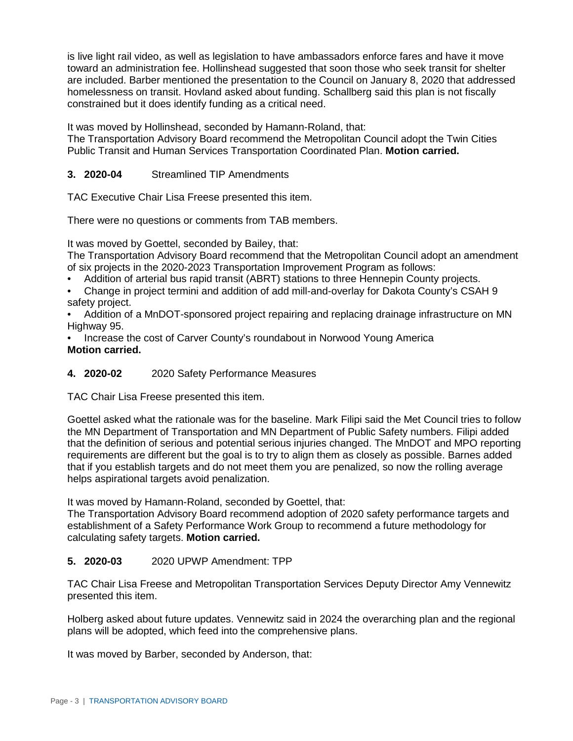is live light rail video, as well as legislation to have ambassadors enforce fares and have it move toward an administration fee. Hollinshead suggested that soon those who seek transit for shelter are included. Barber mentioned the presentation to the Council on January 8, 2020 that addressed homelessness on transit. Hovland asked about funding. Schallberg said this plan is not fiscally constrained but it does identify funding as a critical need.

It was moved by Hollinshead, seconded by Hamann-Roland, that:
The Transportation Advisory Board recommend the Metropolitan Council adopt the Twin Cities Public Transit and Human Services Transportation Coordinated Plan. **Motion carried.**

**3. 2020-04** Streamlined TIP Amendments

TAC Executive Chair Lisa Freese presented this item.

There were no questions or comments from TAB members.

It was moved by Goettel, seconded by Bailey, that:
The Transportation Advisory Board recommend that the Metropolitan Council adopt an amendment of six projects in the 2020-2023 Transportation Improvement Program as follows:

- Addition of arterial bus rapid transit (ABRT) stations to three Hennepin County projects.
- Change in project termini and addition of add mill-and-overlay for Dakota County's CSAH 9 safety project.
- Addition of a MnDOT-sponsored project repairing and replacing drainage infrastructure on MN Highway 95.
- Increase the cost of Carver County's roundabout in Norwood Young America

**Motion carried.**

**4. 2020-02** 2020 Safety Performance Measures

TAC Chair Lisa Freese presented this item.

Goettel asked what the rationale was for the baseline. Mark Filipi said the Met Council tries to follow the MN Department of Transportation and MN Department of Public Safety numbers. Filipi added that the definition of serious and potential serious injuries changed. The MnDOT and MPO reporting requirements are different but the goal is to try to align them as closely as possible. Barnes added that if you establish targets and do not meet them you are penalized, so now the rolling average helps aspirational targets avoid penalization.

It was moved by Hamann-Roland, seconded by Goettel, that:
The Transportation Advisory Board recommend adoption of 2020 safety performance targets and establishment of a Safety Performance Work Group to recommend a future methodology for calculating safety targets. **Motion carried.**

**5. 2020-03** 2020 UPWP Amendment: TPP

TAC Chair Lisa Freese and Metropolitan Transportation Services Deputy Director Amy Vennewitz presented this item.

Holberg asked about future updates. Vennewitz said in 2024 the overarching plan and the regional plans will be adopted, which feed into the comprehensive plans.

It was moved by Barber, seconded by Anderson, that: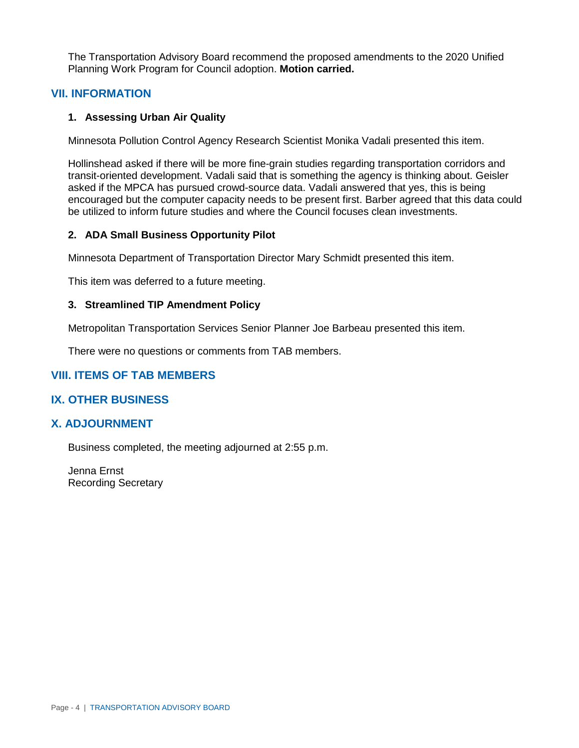The Transportation Advisory Board recommend the proposed amendments to the 2020 Unified Planning Work Program for Council adoption. **Motion carried.**

## VII. INFORMATION

### 1. Assessing Urban Air Quality

Minnesota Pollution Control Agency Research Scientist Monika Vadali presented this item.

Hollinshead asked if there will be more fine-grain studies regarding transportation corridors and transit-oriented development. Vadali said that is something the agency is thinking about. Geisler asked if the MPCA has pursued crowd-source data. Vadali answered that yes, this is being encouraged but the computer capacity needs to be present first. Barber agreed that this data could be utilized to inform future studies and where the Council focuses clean investments.

### 2. ADA Small Business Opportunity Pilot

Minnesota Department of Transportation Director Mary Schmidt presented this item.

This item was deferred to a future meeting.

### 3. Streamlined TIP Amendment Policy

Metropolitan Transportation Services Senior Planner Joe Barbeau presented this item.

There were no questions or comments from TAB members.

## VIII. ITEMS OF TAB MEMBERS

## IX. OTHER BUSINESS

## X. ADJOURNMENT

Business completed, the meeting adjourned at 2:55 p.m.

Jenna Ernst
Recording Secretary